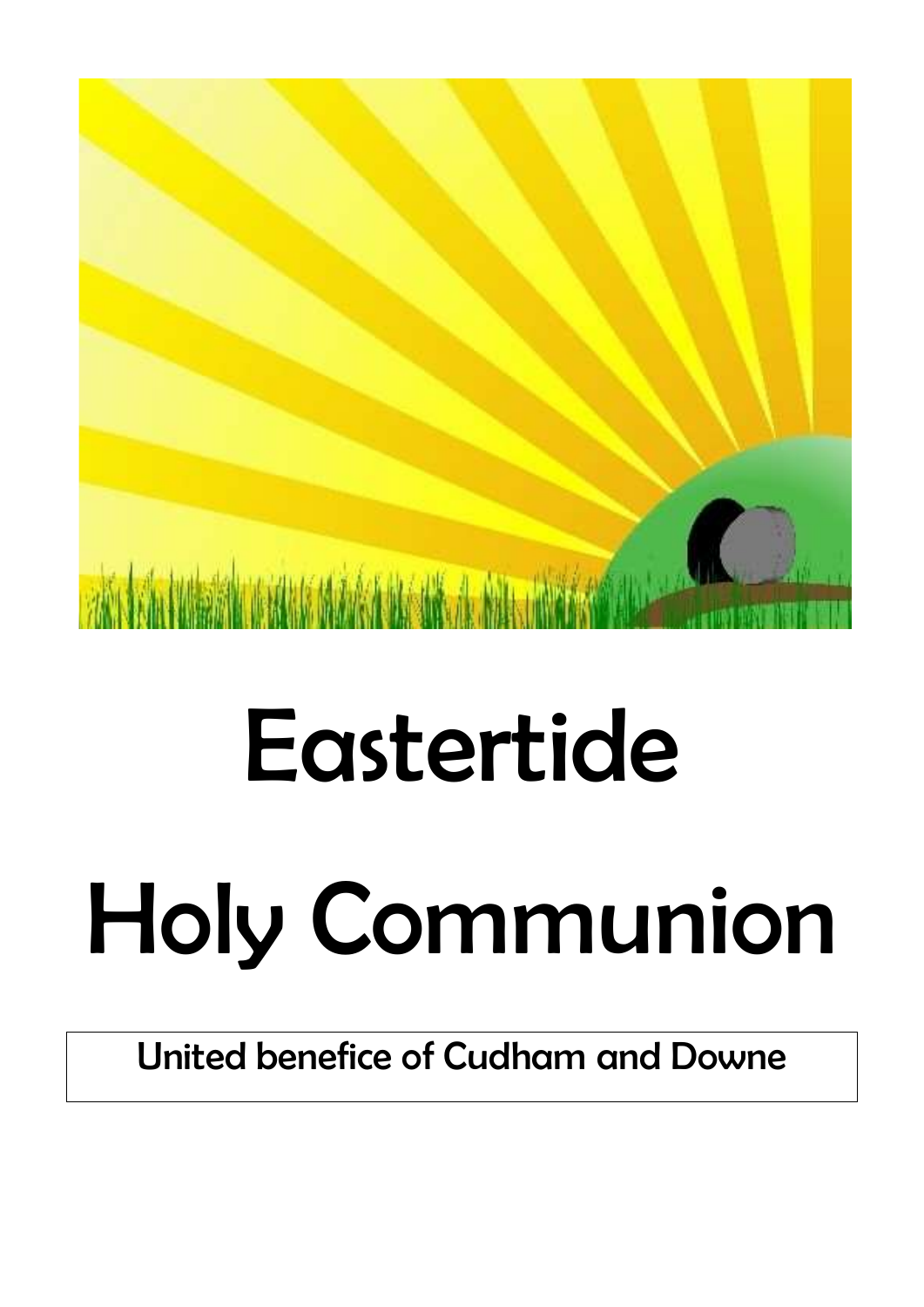# Eastertide

# Holy Communion

United benefice of Cudham and Downe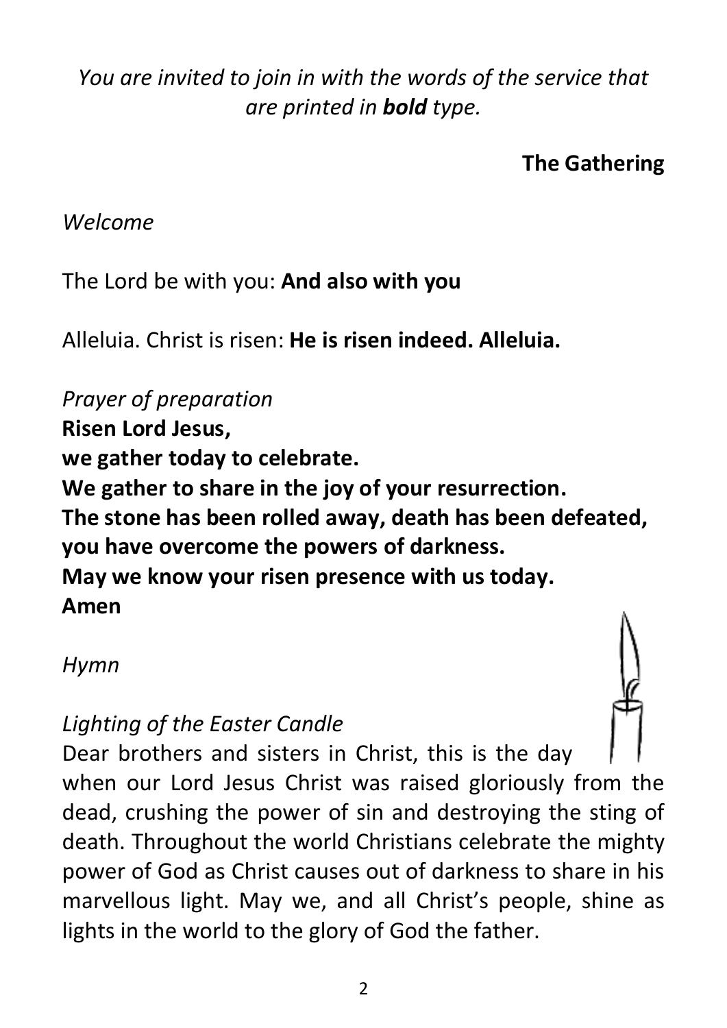*You are invited to join in with the words of the service that are printed in **bold** type.*

## The Gathering

*Welcome*

The Lord be with you: **And also with you**

Alleluia. Christ is risen: **He is risen indeed. Alleluia.**

*Prayer of preparation*
**Risen Lord Jesus,**
**we gather today to celebrate.**
**We gather to share in the joy of your resurrection.**
**The stone has been rolled away, death has been defeated,**
**you have overcome the powers of darkness.**
**May we know your risen presence with us today.**
**Amen**

*Hymn*

*Lighting of the Easter Candle*
Dear brothers and sisters in Christ, this is the day when our Lord Jesus Christ was raised gloriously from the dead, crushing the power of sin and destroying the sting of death. Throughout the world Christians celebrate the mighty power of God as Christ causes out of darkness to share in his marvellous light. May we, and all Christ's people, shine as lights in the world to the glory of God the father.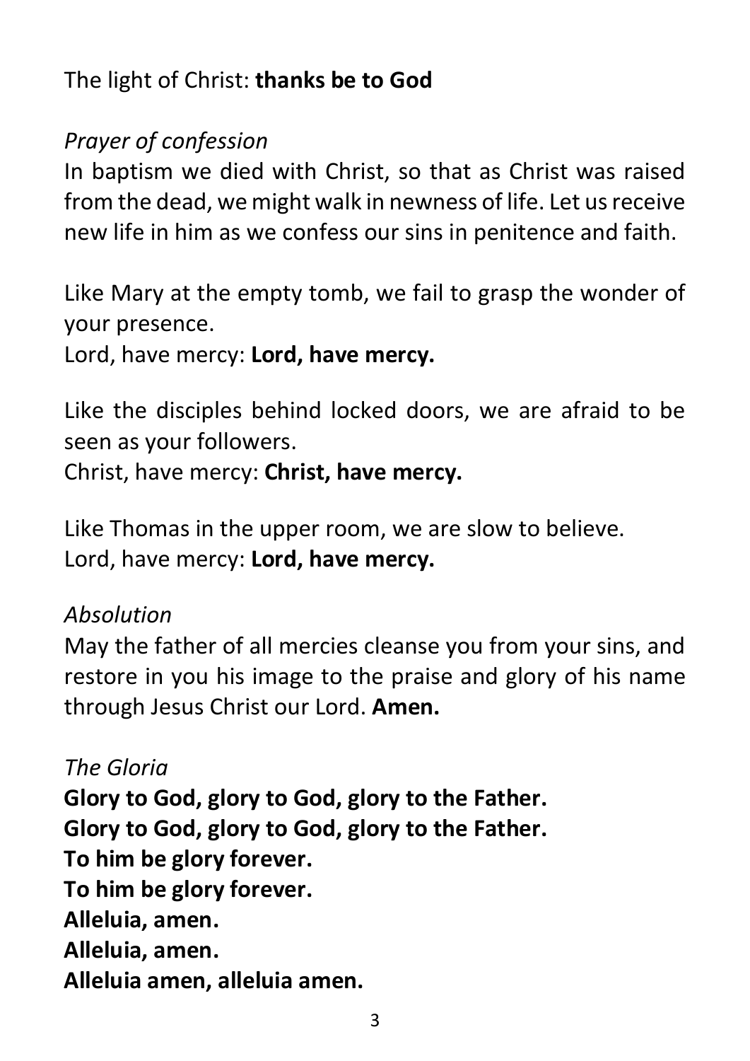The light of Christ: **thanks be to God**

*Prayer of confession*

In baptism we died with Christ, so that as Christ was raised from the dead, we might walk in newness of life. Let us receive new life in him as we confess our sins in penitence and faith.

Like Mary at the empty tomb, we fail to grasp the wonder of your presence.
Lord, have mercy: **Lord, have mercy.**

Like the disciples behind locked doors, we are afraid to be seen as your followers.
Christ, have mercy: **Christ, have mercy.**

Like Thomas in the upper room, we are slow to believe.
Lord, have mercy: **Lord, have mercy.**

*Absolution*

May the father of all mercies cleanse you from your sins, and restore in you his image to the praise and glory of his name through Jesus Christ our Lord. **Amen.**

*The Gloria*

**Glory to God, glory to God, glory to the Father.**
**Glory to God, glory to God, glory to the Father.**
**To him be glory forever.**
**To him be glory forever.**
**Alleluia, amen.**
**Alleluia, amen.**
**Alleluia amen, alleluia amen.**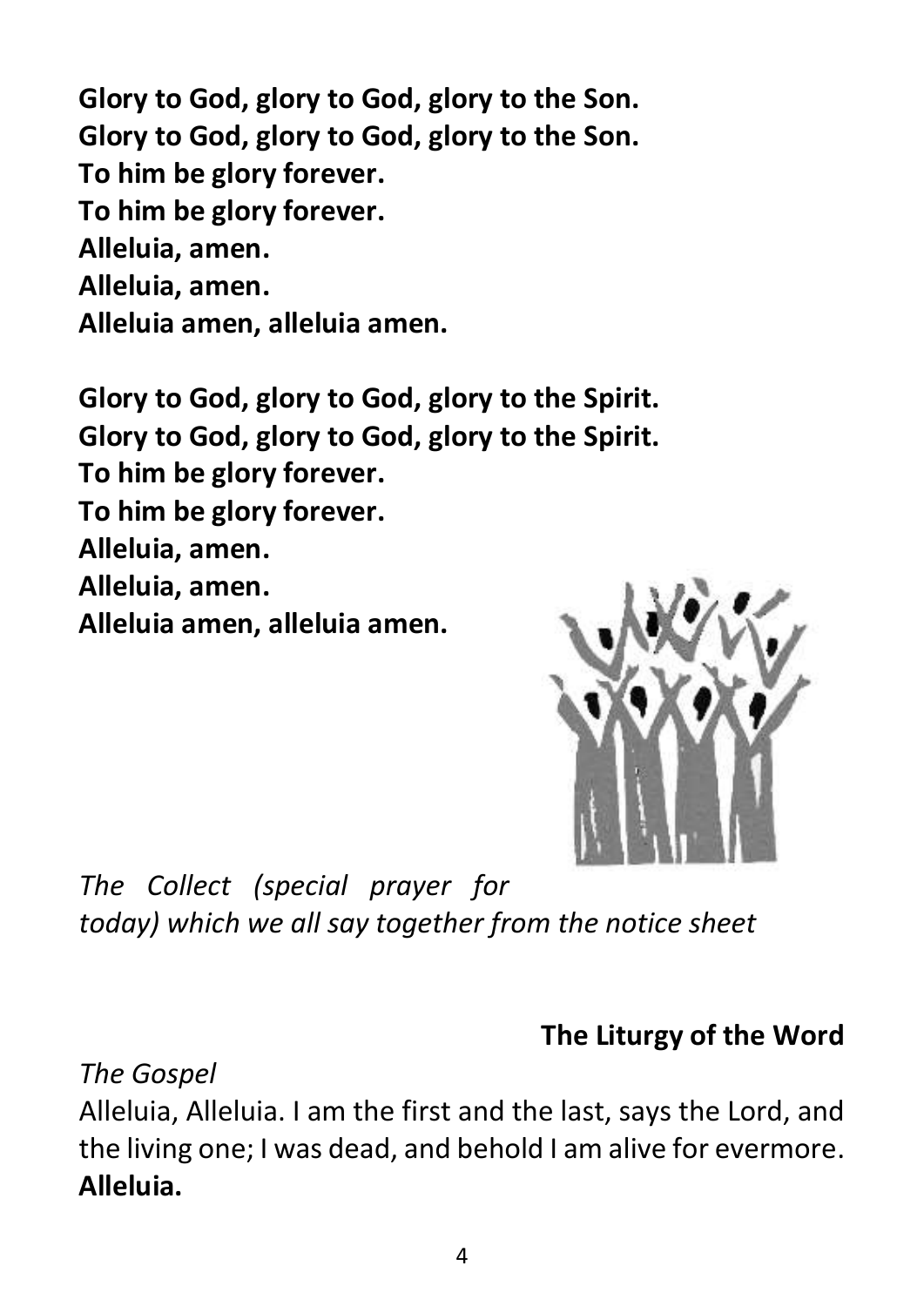**Glory to God, glory to God, glory to the Son.**
**Glory to God, glory to God, glory to the Son.**
**To him be glory forever.**
**To him be glory forever.**
**Alleluia, amen.**
**Alleluia, amen.**
**Alleluia amen, alleluia amen.**

**Glory to God, glory to God, glory to the Spirit.**
**Glory to God, glory to God, glory to the Spirit.**
**To him be glory forever.**
**To him be glory forever.**
**Alleluia, amen.**
**Alleluia, amen.**
**Alleluia amen, alleluia amen.**

*The Collect (special prayer for today) which we all say together from the notice sheet*

## The Liturgy of the Word

*The Gospel*

Alleluia, Alleluia. I am the first and the last, says the Lord, and the living one; I was dead, and behold I am alive for evermore. **Alleluia.**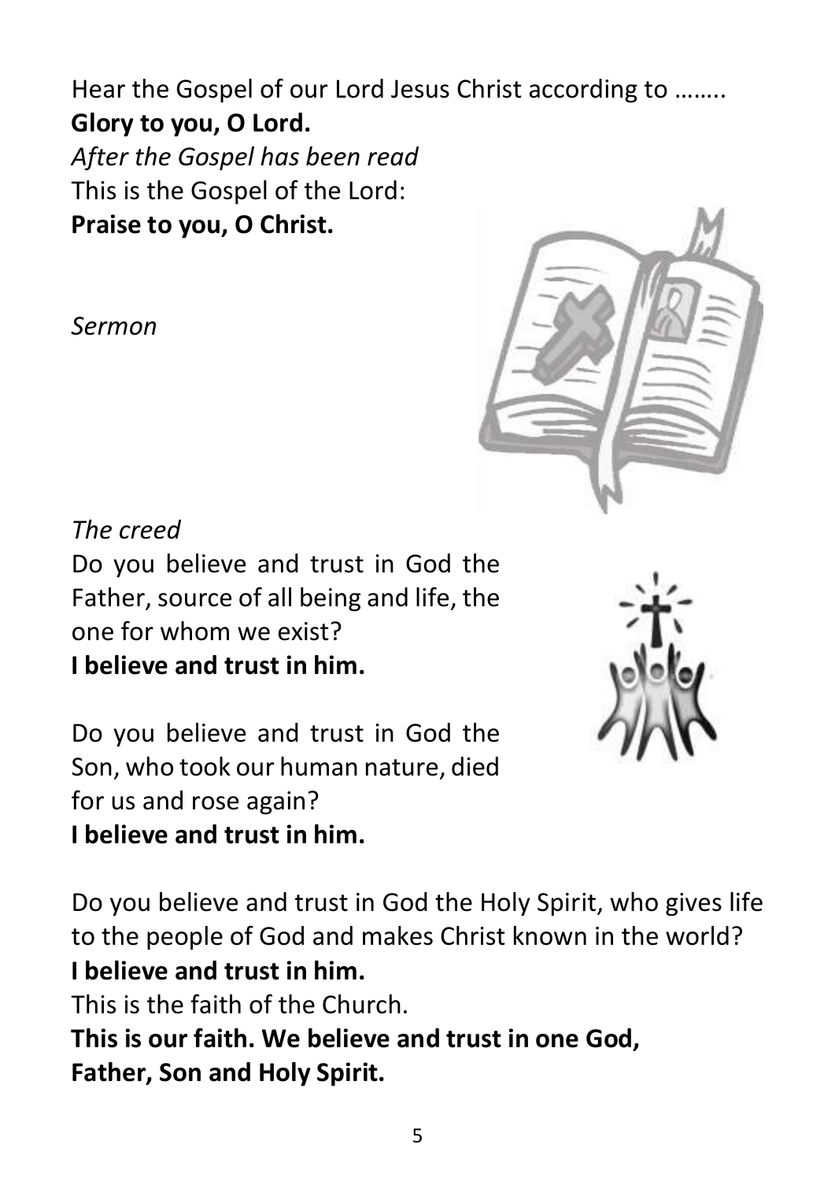Hear the Gospel of our Lord Jesus Christ according to ……..

**Glory to you, O Lord.**

*After the Gospel has been read*

This is the Gospel of the Lord:

**Praise to you, O Christ.**

*Sermon*

*The creed*

Do you believe and trust in God the Father, source of all being and life, the one for whom we exist?

**I believe and trust in him.**

Do you believe and trust in God the Son, who took our human nature, died for us and rose again?

**I believe and trust in him.**

Do you believe and trust in God the Holy Spirit, who gives life to the people of God and makes Christ known in the world?

**I believe and trust in him.**

This is the faith of the Church.

**This is our faith. We believe and trust in one God, Father, Son and Holy Spirit.**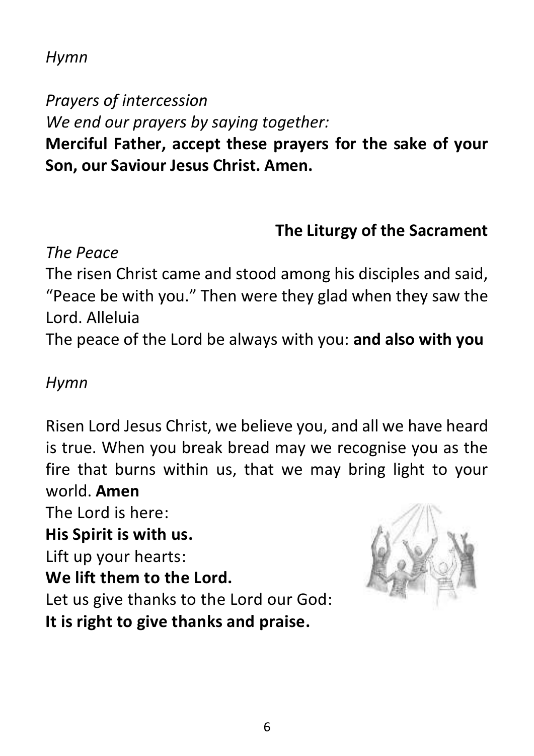*Hymn*

*Prayers of intercession*
*We end our prayers by saying together:*
**Merciful Father, accept these prayers for the sake of your Son, our Saviour Jesus Christ. Amen.**

## The Liturgy of the Sacrament

*The Peace*
The risen Christ came and stood among his disciples and said, "Peace be with you." Then were they glad when they saw the Lord. Alleluia
The peace of the Lord be always with you: **and also with you**

*Hymn*

Risen Lord Jesus Christ, we believe you, and all we have heard is true. When you break bread may we recognise you as the fire that burns within us, that we may bring light to your world. **Amen**
The Lord is here:
**His Spirit is with us.**
Lift up your hearts:
**We lift them to the Lord.**
Let us give thanks to the Lord our God:
**It is right to give thanks and praise.**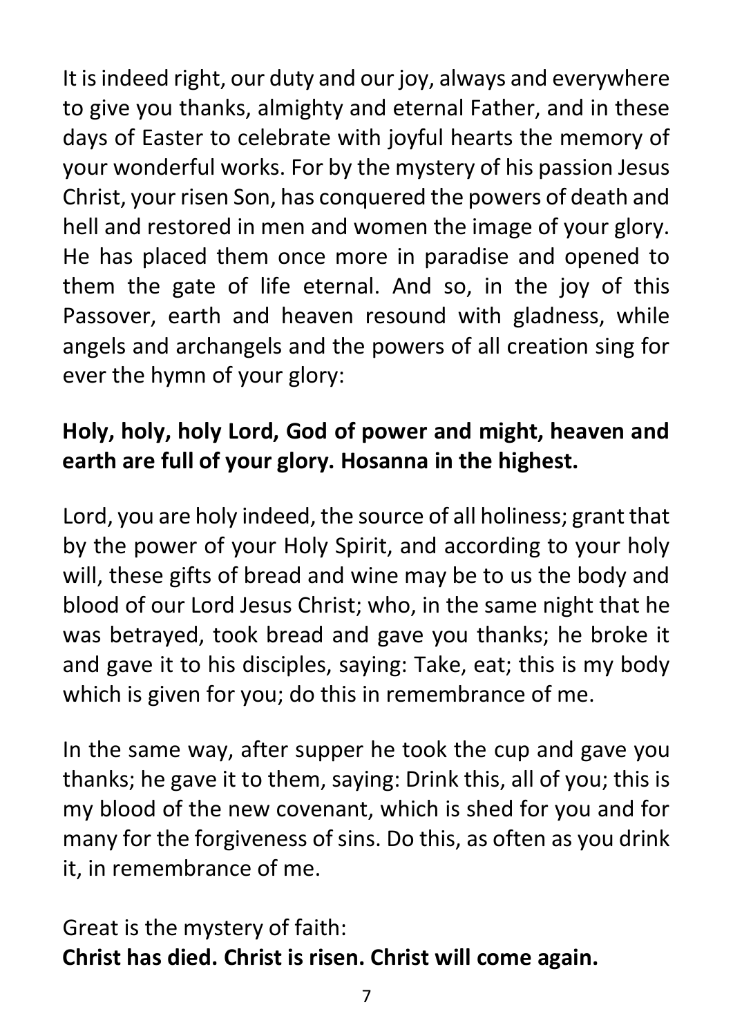It is indeed right, our duty and our joy, always and everywhere to give you thanks, almighty and eternal Father, and in these days of Easter to celebrate with joyful hearts the memory of your wonderful works. For by the mystery of his passion Jesus Christ, your risen Son, has conquered the powers of death and hell and restored in men and women the image of your glory. He has placed them once more in paradise and opened to them the gate of life eternal. And so, in the joy of this Passover, earth and heaven resound with gladness, while angels and archangels and the powers of all creation sing for ever the hymn of your glory:

**Holy, holy, holy Lord, God of power and might, heaven and earth are full of your glory. Hosanna in the highest.**

Lord, you are holy indeed, the source of all holiness; grant that by the power of your Holy Spirit, and according to your holy will, these gifts of bread and wine may be to us the body and blood of our Lord Jesus Christ; who, in the same night that he was betrayed, took bread and gave you thanks; he broke it and gave it to his disciples, saying: Take, eat; this is my body which is given for you; do this in remembrance of me.

In the same way, after supper he took the cup and gave you thanks; he gave it to them, saying: Drink this, all of you; this is my blood of the new covenant, which is shed for you and for many for the forgiveness of sins. Do this, as often as you drink it, in remembrance of me.

Great is the mystery of faith:
**Christ has died. Christ is risen. Christ will come again.**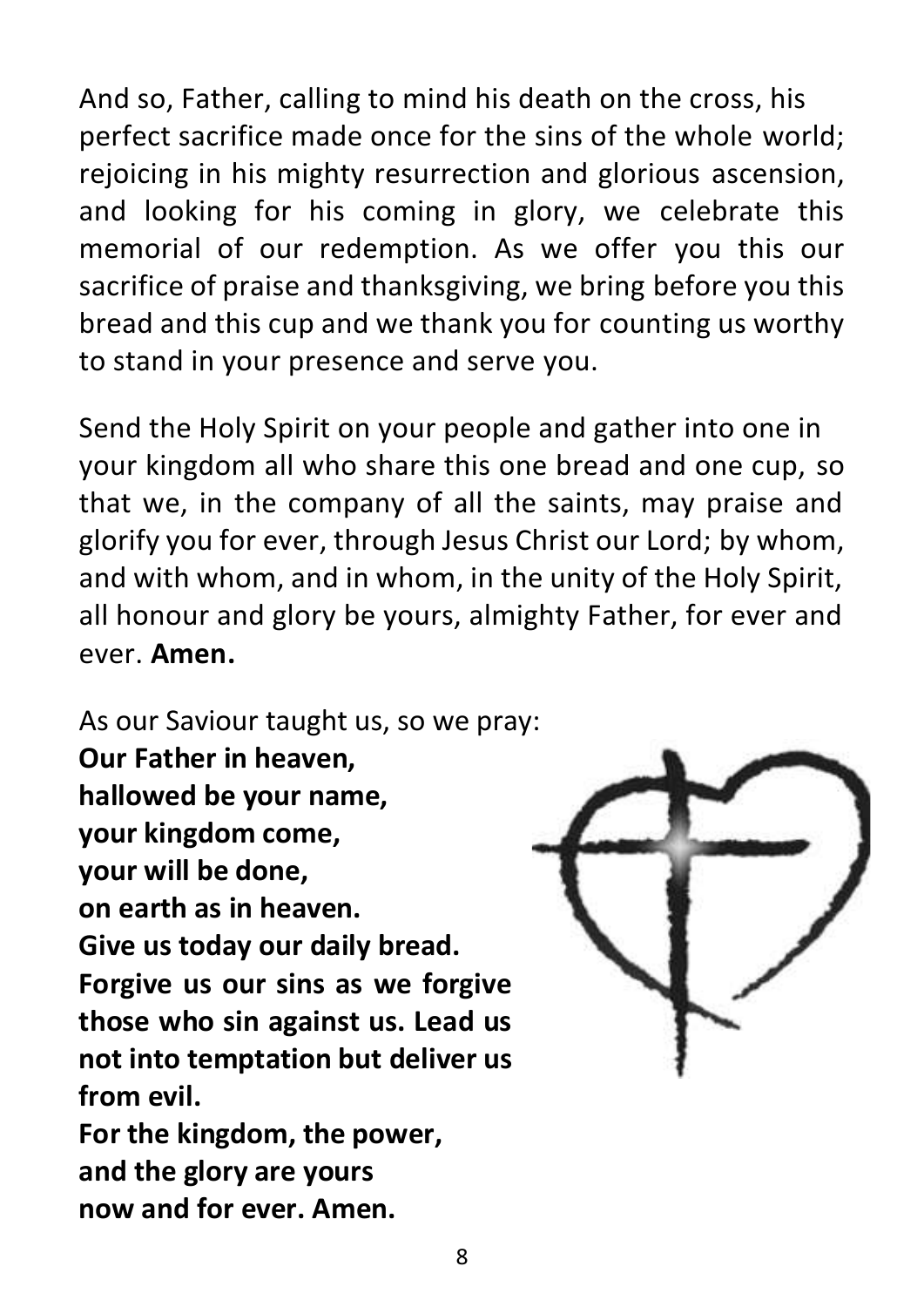And so, Father, calling to mind his death on the cross, his perfect sacrifice made once for the sins of the whole world; rejoicing in his mighty resurrection and glorious ascension, and looking for his coming in glory, we celebrate this memorial of our redemption. As we offer you this our sacrifice of praise and thanksgiving, we bring before you this bread and this cup and we thank you for counting us worthy to stand in your presence and serve you.

Send the Holy Spirit on your people and gather into one in your kingdom all who share this one bread and one cup, so that we, in the company of all the saints, may praise and glorify you for ever, through Jesus Christ our Lord; by whom, and with whom, and in whom, in the unity of the Holy Spirit, all honour and glory be yours, almighty Father, for ever and ever. **Amen.**

As our Saviour taught us, so we pray:
**Our Father in heaven,**
**hallowed be your name,**
**your kingdom come,**
**your will be done,**
**on earth as in heaven.**
**Give us today our daily bread.**
**Forgive us our sins as we forgive those who sin against us. Lead us not into temptation but deliver us from evil.**
**For the kingdom, the power,**
**and the glory are yours**
**now and for ever. Amen.**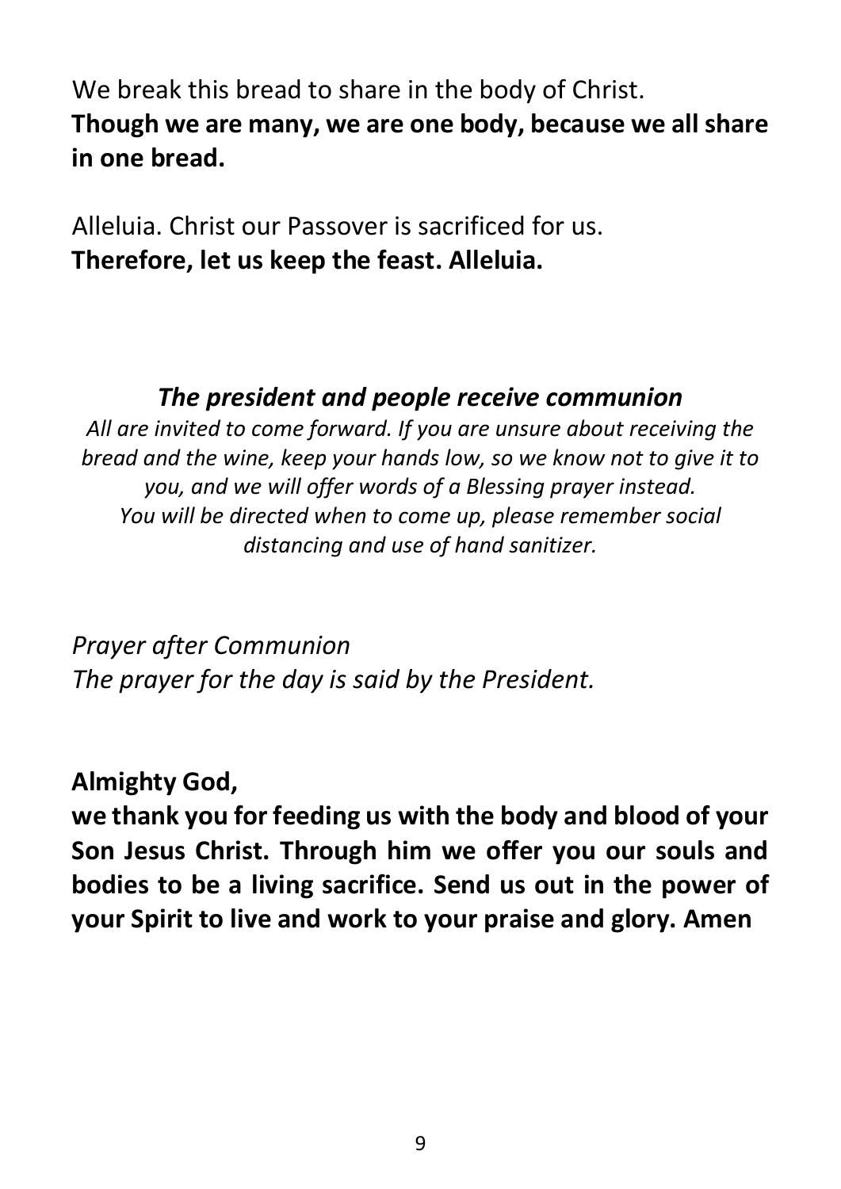We break this bread to share in the body of Christ.
**Though we are many, we are one body, because we all share in one bread.**

Alleluia. Christ our Passover is sacrificed for us.
**Therefore, let us keep the feast. Alleluia.**

### *The president and people receive communion*

*All are invited to come forward. If you are unsure about receiving the bread and the wine, keep your hands low, so we know not to give it to you, and we will offer words of a Blessing prayer instead.*
*You will be directed when to come up, please remember social distancing and use of hand sanitizer.*

*Prayer after Communion*
*The prayer for the day is said by the President.*

**Almighty God,**
**we thank you for feeding us with the body and blood of your Son Jesus Christ. Through him we offer you our souls and bodies to be a living sacrifice. Send us out in the power of your Spirit to live and work to your praise and glory. Amen**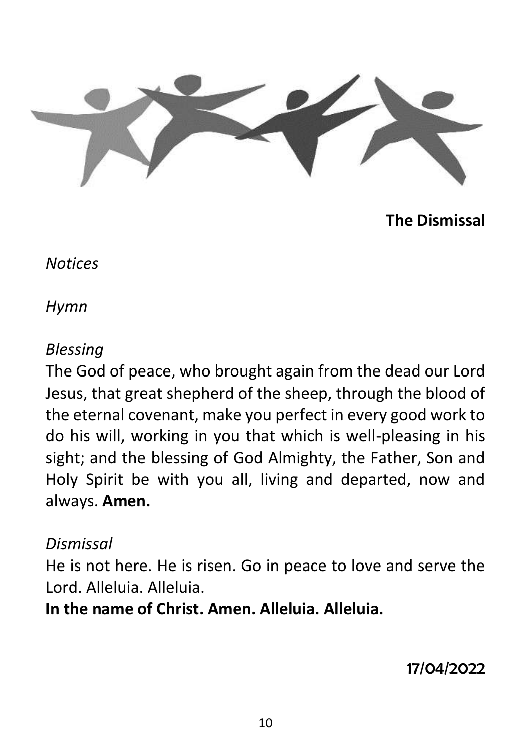## The Dismissal

*Notices*

*Hymn*

*Blessing*

The God of peace, who brought again from the dead our Lord Jesus, that great shepherd of the sheep, through the blood of the eternal covenant, make you perfect in every good work to do his will, working in you that which is well-pleasing in his sight; and the blessing of God Almighty, the Father, Son and Holy Spirit be with you all, living and departed, now and always. **Amen.**

*Dismissal*

He is not here. He is risen. Go in peace to love and serve the Lord. Alleluia. Alleluia.

**In the name of Christ. Amen. Alleluia. Alleluia.**

17/04/2022